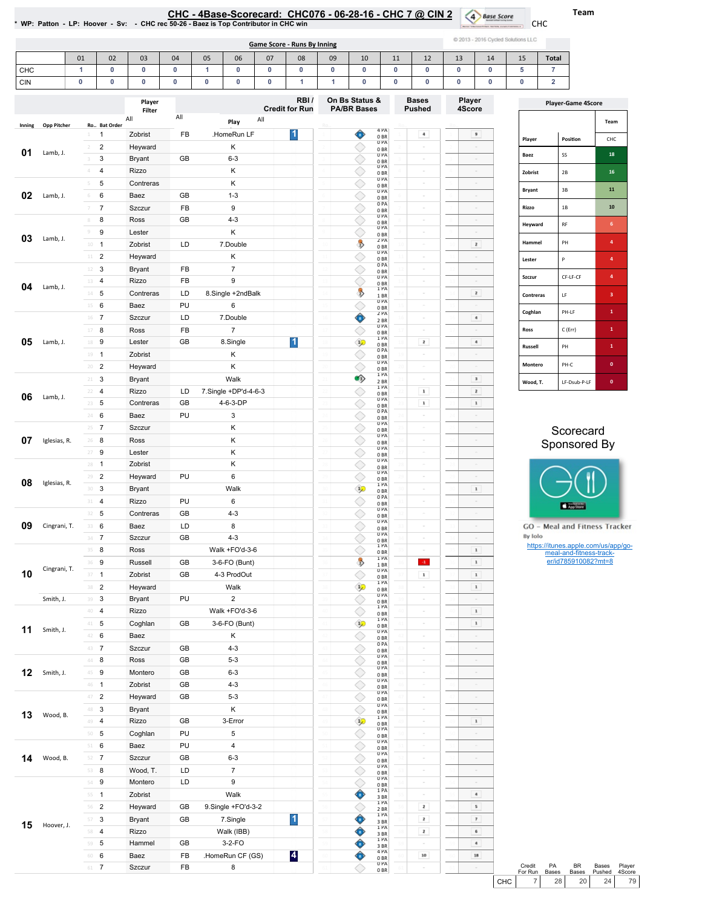# CHC - 4Base-Scorecard: CHC076 - 06-28-16 - CHC 7 @ CIN 2

* WP: Patton - LP: Hoover - Sv: - CHC rec 50-26 - Baez is Top Contributor in CHC win

Team: CHC

© 2013 - 2016 Cycled Solutions LLC

## Game Score - Runs By Inning

| | 01 | 02 | 03 | 04 | 05 | 06 | 07 | 08 | 09 | 10 | 11 | 12 | 13 | 14 | 15 | Total |
|---|---|---|---|---|---|---|---|---|---|---|---|---|---|---|---|---|
| CHC | 1 | 0 | 0 | 0 | 1 | 0 | 0 | 0 | 0 | 0 | 0 | 0 | 0 | 0 | 5 | 7 |
| CIN | 0 | 0 | 0 | 0 | 0 | 0 | 0 | 1 | 1 | 0 | 0 | 0 | 0 | 0 | 0 | 2 |

| Inning | Opp Pitcher | Ro.. | Bat Order | Player | | Play | RBI / Credit for Run | On Bs Status & PA/BR Bases | Bases Pushed | Player 4Score |
|---|---|---|---|---|---|---|---|---|---|---|
| 01 | Lamb, J. | 1 | 1 | Zobrist | FB | .HomeRun LF | 1 | 4 PA 0 BR | 4 | 9 |
| | | 2 | 2 | Heyward | | K | | 0 PA 0 BR | - | - |
| | | 3 | 3 | Bryant | GB | 6-3 | | 0 PA 0 BR | - | - |
| | | 4 | 4 | Rizzo | | K | | 0 PA 0 BR | - | - |
| 02 | Lamb, J. | 5 | 5 | Contreras | | K | | 0 PA 0 BR | - | - |
| | | 6 | 6 | Baez | GB | 1-3 | | 0 PA 0 BR | - | - |
| | | 7 | 7 | Szczur | FB | 9 | | 0 PA 0 BR | - | - |
| 03 | Lamb, J. | 8 | 8 | Ross | GB | 4-3 | | 0 PA 0 BR | - | - |
| | | 9 | 9 | Lester | | K | | 0 PA 0 BR | - | - |
| | | 10 | 1 | Zobrist | LD | 7.Double | | 2 PA 0 BR | - | 2 |
| | | 11 | 2 | Heyward | | K | | 0 PA 0 BR | - | - |
| 04 | Lamb, J. | 12 | 3 | Bryant | FB | 7 | | 0 PA 0 BR | - | - |
| | | 13 | 4 | Rizzo | FB | 9 | | 0 PA 0 BR | - | - |
| | | 14 | 5 | Contreras | LD | 8.Single +2ndBalk | | 1 PA 1 BR | - | 2 |
| | | 15 | 6 | Baez | PU | 6 | | 0 PA 0 BR | - | - |
| 05 | Lamb, J. | 16 | 7 | Szczur | LD | 7.Double | | 2 PA 2 BR | - | 4 |
| | | 17 | 8 | Ross | FB | 7 | | 0 PA 0 BR | - | - |
| | | 18 | 9 | Lester | GB | 8.Single | 1 | 1 PA 0 BR | 2 | 4 |
| | | 19 | 1 | Zobrist | | K | | 0 PA 0 BR | - | - |
| | | 20 | 2 | Heyward | | K | | 0 PA 0 BR | - | - |
| 06 | Lamb, J. | 21 | 3 | Bryant | | Walk | | 1 PA 2 BR | - | 3 |
| | | 22 | 4 | Rizzo | LD | 7.Single +DP'd-4-6-3 | | 1 PA 0 BR | 1 | 2 |
| | | 23 | 5 | Contreras | GB | 4-6-3-DP | | 0 PA 0 BR | 1 | 1 |
| | | 24 | 6 | Baez | PU | 3 | | 0 PA 0 BR | - | - |
| 07 | Iglesias, R. | 25 | 7 | Szczur | | K | | 0 PA 0 BR | - | - |
| | | 26 | 8 | Ross | | K | | 0 PA 0 BR | - | - |
| | | 27 | 9 | Lester | | K | | 0 PA 0 BR | - | - |
| 08 | Iglesias, R. | 28 | 1 | Zobrist | | K | | 0 PA 0 BR | - | - |
| | | 29 | 2 | Heyward | PU | 6 | | 0 PA 0 BR | - | - |
| | | 30 | 3 | Bryant | | Walk | | 1 PA 0 BR | - | 1 |
| | | 31 | 4 | Rizzo | PU | 6 | | 0 PA 0 BR | - | - |
| 09 | Cingrani, T. | 32 | 5 | Contreras | GB | 4-3 | | 0 PA 0 BR | - | - |
| | | 33 | 6 | Baez | LD | 8 | | 0 PA 0 BR | - | - |
| | | 34 | 7 | Szczur | GB | 4-3 | | 0 PA 0 BR | - | - |
| 10 | Cingrani, T. | 35 | 8 | Ross | | Walk +FO'd-3-6 | | 1 PA 0 BR | - | 1 |
| | | 36 | 9 | Russell | GB | 3-6-FO (Bunt) | | 1 PA 1 BR | -1 | 1 |
| | | 37 | 1 | Zobrist | GB | 4-3 ProdOut | | 0 PA 0 BR | 1 | 1 |
| | | 38 | 2 | Heyward | | Walk | | 1 PA 0 BR | - | 1 |
| | Smith, J. | 39 | 3 | Bryant | PU | 2 | | 0 PA 0 BR | - | - |
| 11 | Smith, J. | 40 | 4 | Rizzo | | Walk +FO'd-3-6 | | 1 PA 0 BR | - | 1 |
| | | 41 | 5 | Coghlan | GB | 3-6-FO (Bunt) | | 1 PA 0 BR | - | 1 |
| | | 42 | 6 | Baez | | K | | 0 PA 0 BR | - | - |
| | | 43 | 7 | Szczur | GB | 4-3 | | 0 PA 0 BR | - | - |
| 12 | Smith, J. | 44 | 8 | Ross | GB | 5-3 | | 0 PA 0 BR | - | - |
| | | 45 | 9 | Montero | GB | 6-3 | | 0 PA 0 BR | - | - |
| | | 46 | 1 | Zobrist | GB | 4-3 | | 0 PA 0 BR | - | - |
| 13 | Wood, B. | 47 | 2 | Heyward | GB | 5-3 | | 0 PA 0 BR | - | - |
| | | 48 | 3 | Bryant | | K | | 0 PA 0 BR | - | - |
| | | 49 | 4 | Rizzo | GB | 3-Error | | 1 PA 0 BR | - | 1 |
| | | 50 | 5 | Coghlan | PU | 5 | | 0 PA 0 BR | - | - |
| 14 | Wood, B. | 51 | 6 | Baez | PU | 4 | | 0 PA 0 BR | - | - |
| | | 52 | 7 | Szczur | GB | 6-3 | | 0 PA 0 BR | - | - |
| | | 53 | 8 | Wood, T. | LD | 7 | | 0 PA 0 BR | - | - |
| 15 | Hoover, J. | 54 | 9 | Montero | LD | 9 | | 0 PA 0 BR | - | - |
| | | 55 | 1 | Zobrist | | Walk | | 1 PA 3 BR | - | 4 |
| | | 56 | 2 | Heyward | GB | 9.Single +FO'd-3-2 | | 1 PA 2 BR | 2 | 5 |
| | | 57 | 3 | Bryant | GB | 7.Single | 1 | 1 PA 3 BR | 2 | 7 |
| | | 58 | 4 | Rizzo | | Walk (IBB) | | 1 PA 3 BR | 2 | 6 |
| | | 59 | 5 | Hammel | GB | 3-2-FO | | 1 PA 3 BR | - | 4 |
| | | 60 | 6 | Baez | FB | .HomeRun CF (GS) | 4 | 4 PA 0 BR | 10 | 18 |
| | | 61 | 7 | Szczur | FB | 8 | | 0 PA 0 BR | - | - |

## Player-Game 4Score

| Player | Position | Team CHC |
|---|---|---|
| Baez | SS | 18 |
| Zobrist | 2B | 16 |
| Bryant | 3B | 11 |
| Rizzo | 1B | 10 |
| Heyward | RF | 6 |
| Hammel | PH | 4 |
| Lester | P | 4 |
| Szczur | CF-LF-CF | 4 |
| Contreras | LF | 3 |
| Coghlan | PH-LF | 1 |
| Ross | C (Err) | 1 |
| Russell | PH | 1 |
| Montero | PH-C | 0 |
| Wood, T. | LF-Dsub-P-LF | 0 |

Scorecard Sponsored By

GO - Meal and Fitness Tracker
By Iolo
https://itunes.apple.com/us/app/go-meal-and-fitness-track-er/id785910082?mt=8

| | Credit For Run | PA Bases | BR Bases | Bases Pushed | Player 4Score |
|---|---|---|---|---|---|
| CHC | 7 | 28 | 20 | 24 | 79 |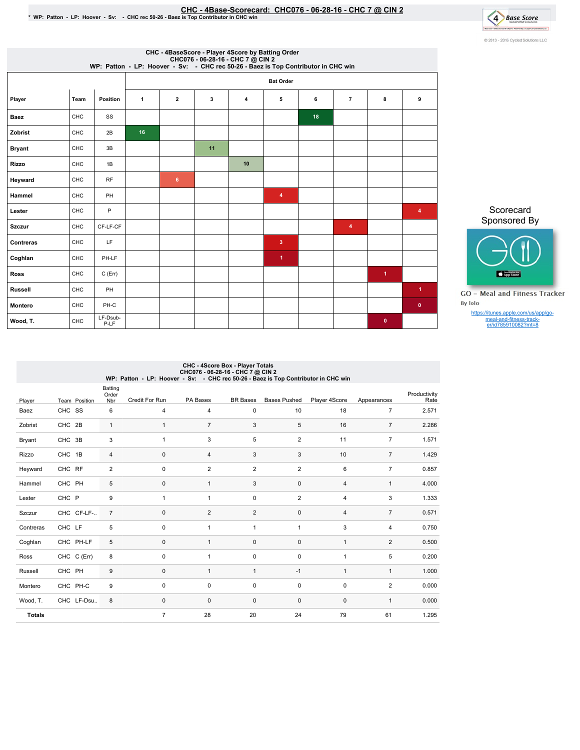# CHC - 4Base-Scorecard: CHC076 - 06-28-16 - CHC 7 @ CIN 2

* WP: Patton - LP: Hoover - Sv: - CHC rec 50-26 - Baez is Top Contributor in CHC win

© 2013 - 2016 Cycled Solutions LLC

## CHC - 4BaseScore - Player 4Score by Batting Order
CHC076 - 06-28-16 - CHC 7 @ CIN 2
WP: Patton - LP: Hoover - Sv: - CHC rec 50-26 - Baez is Top Contributor in CHC win

| Player | Team | Position | Bat Order 1 | 2 | 3 | 4 | 5 | 6 | 7 | 8 | 9 |
|---|---|---|---|---|---|---|---|---|---|---|---|
| Baez | CHC | SS | | | | | | 18 | | | |
| Zobrist | CHC | 2B | 16 | | | | | | | | |
| Bryant | CHC | 3B | | | 11 | | | | | | |
| Rizzo | CHC | 1B | | | | 10 | | | | | |
| Heyward | CHC | RF | | 6 | | | | | | | |
| Hammel | CHC | PH | | | | | 4 | | | | |
| Lester | CHC | P | | | | | | | | | 4 |
| Szczur | CHC | CF-LF-CF | | | | | | | 4 | | |
| Contreras | CHC | LF | | | | | 3 | | | | |
| Coghlan | CHC | PH-LF | | | | | 1 | | | | |
| Ross | CHC | C (Err) | | | | | | | | 1 | |
| Russell | CHC | PH | | | | | | | | | 1 |
| Montero | CHC | PH-C | | | | | | | | | 0 |
| Wood, T. | CHC | LF-Dsub-P-LF | | | | | | | | 0 | |

Scorecard Sponsored By

GO - Meal and Fitness Tracker
By Iolo
https://itunes.apple.com/us/app/go-meal-and-fitness-track-er/id785910082?mt=8

## CHC - 4Score Box - Player Totals
CHC076 - 06-28-16 - CHC 7 @ CIN 2
WP: Patton - LP: Hoover - Sv: - CHC rec 50-26 - Baez is Top Contributor in CHC win

| Player | Team | Position | Batting Order Nbr | Credit For Run | PA Bases | BR Bases | Bases Pushed | Player 4Score | Appearances | Productivity Rate |
|---|---|---|---|---|---|---|---|---|---|---|
| Baez | CHC | SS | 6 | 4 | 4 | 0 | 10 | 18 | 7 | 2.571 |
| Zobrist | CHC | 2B | 1 | 1 | 7 | 3 | 5 | 16 | 7 | 2.286 |
| Bryant | CHC | 3B | 3 | 1 | 3 | 5 | 2 | 11 | 7 | 1.571 |
| Rizzo | CHC | 1B | 4 | 0 | 4 | 3 | 3 | 10 | 7 | 1.429 |
| Heyward | CHC | RF | 2 | 0 | 2 | 2 | 2 | 6 | 7 | 0.857 |
| Hammel | CHC | PH | 5 | 0 | 1 | 3 | 0 | 4 | 1 | 4.000 |
| Lester | CHC | P | 9 | 1 | 1 | 0 | 2 | 4 | 3 | 1.333 |
| Szczur | CHC | CF-LF-.. | 7 | 0 | 2 | 2 | 0 | 4 | 7 | 0.571 |
| Contreras | CHC | LF | 5 | 0 | 1 | 1 | 1 | 3 | 4 | 0.750 |
| Coghlan | CHC | PH-LF | 5 | 0 | 1 | 0 | 0 | 1 | 2 | 0.500 |
| Ross | CHC | C (Err) | 8 | 0 | 1 | 0 | 0 | 1 | 5 | 0.200 |
| Russell | CHC | PH | 9 | 0 | 1 | 1 | -1 | 1 | 1 | 1.000 |
| Montero | CHC | PH-C | 9 | 0 | 0 | 0 | 0 | 0 | 2 | 0.000 |
| Wood, T. | CHC | LF-Dsu.. | 8 | 0 | 0 | 0 | 0 | 0 | 1 | 0.000 |
| **Totals** | | | | 7 | 28 | 20 | 24 | 79 | 61 | 1.295 |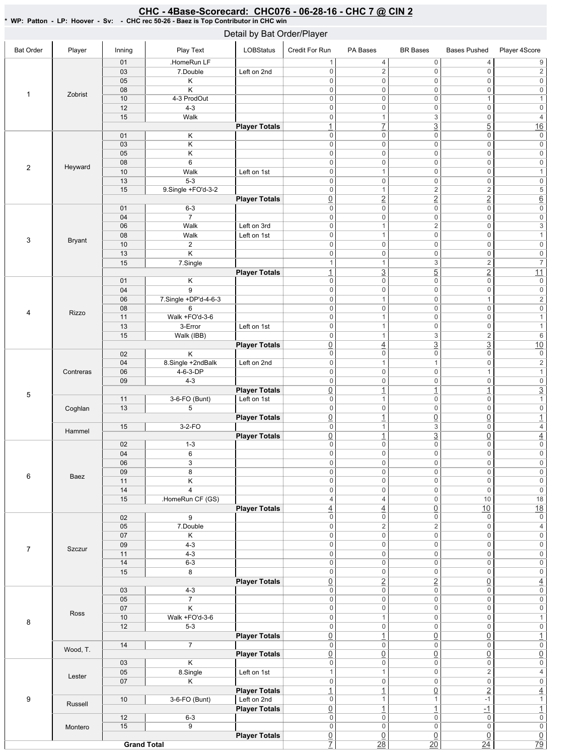# CHC - 4Base-Scorecard: CHC076 - 06-28-16 - CHC 7 @ CIN 2

**\* WP: Patton - LP: Hoover - Sv: - CHC rec 50-26 - Baez is Top Contributor in CHC win**

## Detail by Bat Order/Player

| Bat Order | Player | Inning | Play Text | LOBStatus | Credit For Run | PA Bases | BR Bases | Bases Pushed | Player 4Score |
|---|---|---|---|---|---|---|---|---|---|
| 1 | Zobrist | 01 | .HomeRun LF | | 1 | 4 | 0 | 4 | 9 |
| | | 03 | 7.Double | Left on 2nd | 0 | 2 | 0 | 0 | 2 |
| | | 05 | K | | 0 | 0 | 0 | 0 | 0 |
| | | 08 | K | | 0 | 0 | 0 | 0 | 0 |
| | | 10 | 4-3 ProdOut | | 0 | 0 | 0 | 1 | 1 |
| | | 12 | 4-3 | | 0 | 0 | 0 | 0 | 0 |
| | | 15 | Walk | | 0 | 1 | 3 | 0 | 4 |
| | | | | **Player Totals** | 1 | 7 | 3 | 5 | 16 |
| 2 | Heyward | 01 | K | | 0 | 0 | 0 | 0 | 0 |
| | | 03 | K | | 0 | 0 | 0 | 0 | 0 |
| | | 05 | K | | 0 | 0 | 0 | 0 | 0 |
| | | 08 | 6 | | 0 | 0 | 0 | 0 | 0 |
| | | 10 | Walk | Left on 1st | 0 | 1 | 0 | 0 | 1 |
| | | 13 | 5-3 | | 0 | 0 | 0 | 0 | 0 |
| | | 15 | 9.Single +FO'd-3-2 | | 0 | 1 | 2 | 2 | 5 |
| | | | | **Player Totals** | 0 | 2 | 2 | 2 | 6 |
| 3 | Bryant | 01 | 6-3 | | 0 | 0 | 0 | 0 | 0 |
| | | 04 | 7 | | 0 | 0 | 0 | 0 | 0 |
| | | 06 | Walk | Left on 3rd | 0 | 1 | 2 | 0 | 3 |
| | | 08 | Walk | Left on 1st | 0 | 1 | 0 | 0 | 1 |
| | | 10 | 2 | | 0 | 0 | 0 | 0 | 0 |
| | | 13 | K | | 0 | 0 | 0 | 0 | 0 |
| | | 15 | 7.Single | | 1 | 1 | 3 | 2 | 7 |
| | | | | **Player Totals** | 1 | 3 | 5 | 2 | 11 |
| 4 | Rizzo | 01 | K | | 0 | 0 | 0 | 0 | 0 |
| | | 04 | 9 | | 0 | 0 | 0 | 0 | 0 |
| | | 06 | 7.Single +DP'd-4-6-3 | | 0 | 1 | 0 | 1 | 2 |
| | | 08 | 6 | | 0 | 0 | 0 | 0 | 0 |
| | | 11 | Walk +FO'd-3-6 | | 0 | 1 | 0 | 0 | 1 |
| | | 13 | 3-Error | Left on 1st | 0 | 1 | 0 | 0 | 1 |
| | | 15 | Walk (IBB) | | 0 | 1 | 3 | 2 | 6 |
| | | | | **Player Totals** | 0 | 4 | 3 | 3 | 10 |
| 5 | Contreras | 02 | K | | 0 | 0 | 0 | 0 | 0 |
| | | 04 | 8.Single +2ndBalk | Left on 2nd | 0 | 1 | 1 | 0 | 2 |
| | | 06 | 4-6-3-DP | | 0 | 0 | 0 | 1 | 1 |
| | | 09 | 4-3 | | 0 | 0 | 0 | 0 | 0 |
| | | | | **Player Totals** | 0 | 1 | 1 | 1 | 3 |
| | Coghlan | 11 | 3-6-FO (Bunt) | Left on 1st | 0 | 1 | 0 | 0 | 1 |
| | | 13 | 5 | | 0 | 0 | 0 | 0 | 0 |
| | | | | **Player Totals** | 0 | 1 | 0 | 0 | 1 |
| | Hammel | 15 | 3-2-FO | | 0 | 1 | 3 | 0 | 4 |
| | | | | **Player Totals** | 0 | 1 | 3 | 0 | 4 |
| 6 | Baez | 02 | 1-3 | | 0 | 0 | 0 | 0 | 0 |
| | | 04 | 6 | | 0 | 0 | 0 | 0 | 0 |
| | | 06 | 3 | | 0 | 0 | 0 | 0 | 0 |
| | | 09 | 8 | | 0 | 0 | 0 | 0 | 0 |
| | | 11 | K | | 0 | 0 | 0 | 0 | 0 |
| | | 14 | 4 | | 0 | 0 | 0 | 0 | 0 |
| | | 15 | .HomeRun CF (GS) | | 4 | 4 | 0 | 10 | 18 |
| | | | | **Player Totals** | 4 | 4 | 0 | 10 | 18 |
| 7 | Szczur | 02 | 9 | | 0 | 0 | 0 | 0 | 0 |
| | | 05 | 7.Double | | 0 | 2 | 2 | 0 | 4 |
| | | 07 | K | | 0 | 0 | 0 | 0 | 0 |
| | | 09 | 4-3 | | 0 | 0 | 0 | 0 | 0 |
| | | 11 | 4-3 | | 0 | 0 | 0 | 0 | 0 |
| | | 14 | 6-3 | | 0 | 0 | 0 | 0 | 0 |
| | | 15 | 8 | | 0 | 0 | 0 | 0 | 0 |
| | | | | **Player Totals** | 0 | 2 | 2 | 0 | 4 |
| 8 | Ross | 03 | 4-3 | | 0 | 0 | 0 | 0 | 0 |
| | | 05 | 7 | | 0 | 0 | 0 | 0 | 0 |
| | | 07 | K | | 0 | 0 | 0 | 0 | 0 |
| | | 10 | Walk +FO'd-3-6 | | 0 | 1 | 0 | 0 | 1 |
| | | 12 | 5-3 | | 0 | 0 | 0 | 0 | 0 |
| | | | | **Player Totals** | 0 | 1 | 0 | 0 | 1 |
| | Wood, T. | 14 | 7 | | 0 | 0 | 0 | 0 | 0 |
| | | | | **Player Totals** | 0 | 0 | 0 | 0 | 0 |
| 9 | Lester | 03 | K | | 0 | 0 | 0 | 0 | 0 |
| | | 05 | 8.Single | Left on 1st | 1 | 1 | 0 | 2 | 4 |
| | | 07 | K | | 0 | 0 | 0 | 0 | 0 |
| | | | | **Player Totals** | 1 | 1 | 0 | 2 | 4 |
| | Russell | 10 | 3-6-FO (Bunt) | Left on 2nd | 0 | 1 | 1 | -1 | 1 |
| | | | | **Player Totals** | 0 | 1 | 1 | -1 | 1 |
| | Montero | 12 | 6-3 | | 0 | 0 | 0 | 0 | 0 |
| | | 15 | 9 | | 0 | 0 | 0 | 0 | 0 |
| | | | | **Player Totals** | 0 | 0 | 0 | 0 | 0 |
| **Grand Total** | | | | | 7 | 28 | 20 | 24 | 79 |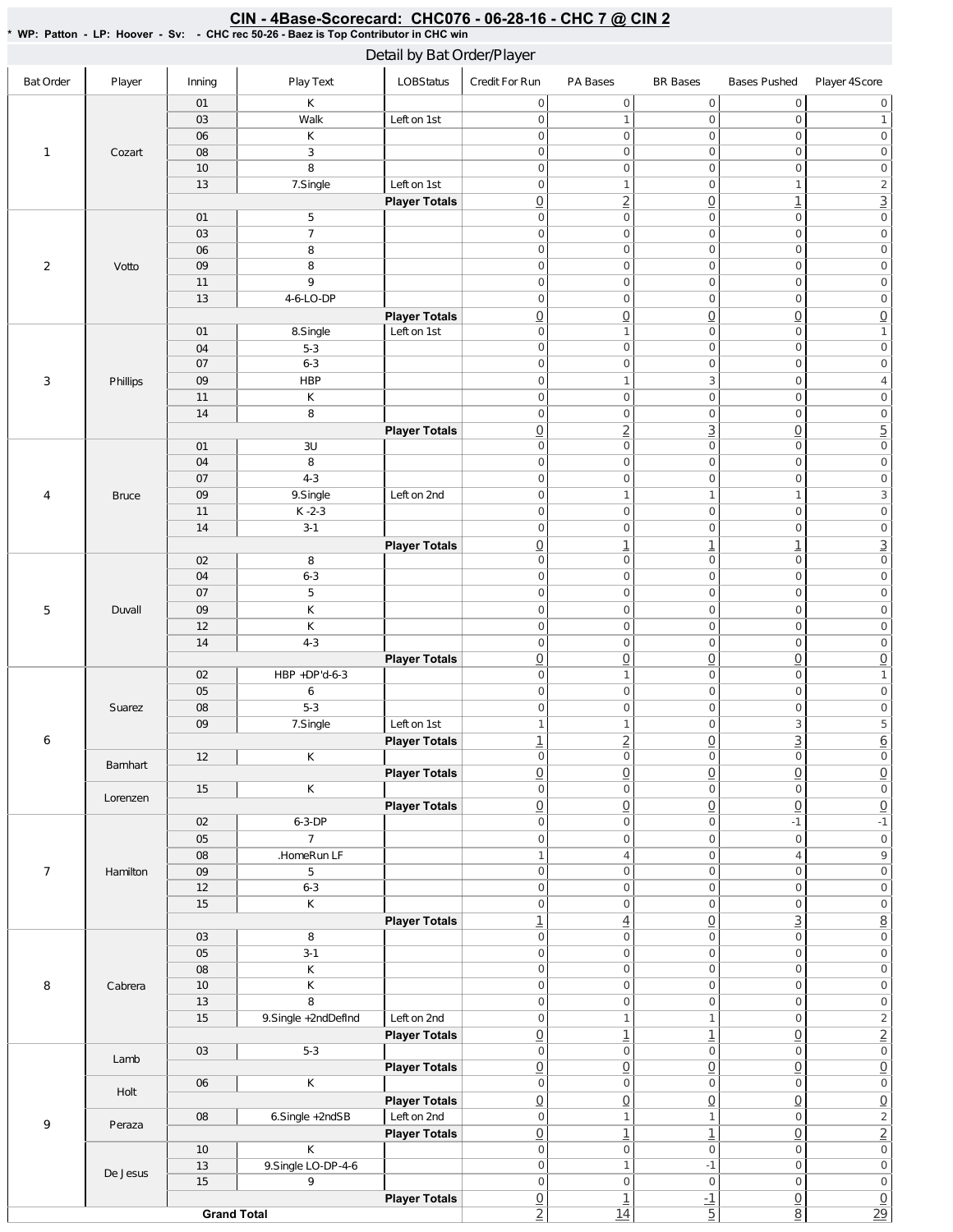## CIN - 4Base-Scorecard: CHC076 - 06-28-16 - CHC 7 @ CIN 2

**\* WP: Patton - LP: Hoover - Sv: - CHC rec 50-26 - Baez is Top Contributor in CHC win**

### Detail by Bat Order/Player

| Bat Order | Player | Inning | Play Text | LOBStatus | Credit For Run | PA Bases | BR Bases | Bases Pushed | Player 4Score |
|---|---|---|---|---|---|---|---|---|---|
| 1 | Cozart | 01 | K | | 0 | 0 | 0 | 0 | 0 |
| | | 03 | Walk | Left on 1st | 0 | 1 | 0 | 0 | 1 |
| | | 06 | K | | 0 | 0 | 0 | 0 | 0 |
| | | 08 | 3 | | 0 | 0 | 0 | 0 | 0 |
| | | 10 | 8 | | 0 | 0 | 0 | 0 | 0 |
| | | 13 | 7.Single | Left on 1st | 0 | 1 | 0 | 1 | 2 |
| | | | | **Player Totals** | 0 | 2 | 0 | 1 | 3 |
| 2 | Votto | 01 | 5 | | 0 | 0 | 0 | 0 | 0 |
| | | 03 | 7 | | 0 | 0 | 0 | 0 | 0 |
| | | 06 | 8 | | 0 | 0 | 0 | 0 | 0 |
| | | 09 | 8 | | 0 | 0 | 0 | 0 | 0 |
| | | 11 | 9 | | 0 | 0 | 0 | 0 | 0 |
| | | 13 | 4-6-LO-DP | | 0 | 0 | 0 | 0 | 0 |
| | | | | **Player Totals** | 0 | 0 | 0 | 0 | 0 |
| 3 | Phillips | 01 | 8.Single | Left on 1st | 0 | 1 | 0 | 0 | 1 |
| | | 04 | 5-3 | | 0 | 0 | 0 | 0 | 0 |
| | | 07 | 6-3 | | 0 | 0 | 0 | 0 | 0 |
| | | 09 | HBP | | 0 | 1 | 3 | 0 | 4 |
| | | 11 | K | | 0 | 0 | 0 | 0 | 0 |
| | | 14 | 8 | | 0 | 0 | 0 | 0 | 0 |
| | | | | **Player Totals** | 0 | 2 | 3 | 0 | 5 |
| 4 | Bruce | 01 | 3U | | 0 | 0 | 0 | 0 | 0 |
| | | 04 | 8 | | 0 | 0 | 0 | 0 | 0 |
| | | 07 | 4-3 | | 0 | 0 | 0 | 0 | 0 |
| | | 09 | 9.Single | Left on 2nd | 0 | 1 | 1 | 1 | 3 |
| | | 11 | K -2-3 | | 0 | 0 | 0 | 0 | 0 |
| | | 14 | 3-1 | | 0 | 0 | 0 | 0 | 0 |
| | | | | **Player Totals** | 0 | 1 | 1 | 1 | 3 |
| 5 | Duvall | 02 | 8 | | 0 | 0 | 0 | 0 | 0 |
| | | 04 | 6-3 | | 0 | 0 | 0 | 0 | 0 |
| | | 07 | 5 | | 0 | 0 | 0 | 0 | 0 |
| | | 09 | K | | 0 | 0 | 0 | 0 | 0 |
| | | 12 | K | | 0 | 0 | 0 | 0 | 0 |
| | | 14 | 4-3 | | 0 | 0 | 0 | 0 | 0 |
| | | | | **Player Totals** | 0 | 0 | 0 | 0 | 0 |
| 6 | Suarez | 02 | HBP +DP'd-6-3 | | 0 | 1 | 0 | 0 | 1 |
| | | 05 | 6 | | 0 | 0 | 0 | 0 | 0 |
| | | 08 | 5-3 | | 0 | 0 | 0 | 0 | 0 |
| | | 09 | 7.Single | Left on 1st | 1 | 1 | 0 | 3 | 5 |
| | | | | **Player Totals** | 1 | 2 | 0 | 3 | 6 |
| | Barnhart | 12 | K | | 0 | 0 | 0 | 0 | 0 |
| | | | | **Player Totals** | 0 | 0 | 0 | 0 | 0 |
| | Lorenzen | 15 | K | | 0 | 0 | 0 | 0 | 0 |
| | | | | **Player Totals** | 0 | 0 | 0 | 0 | 0 |
| 7 | Hamilton | 02 | 6-3-DP | | 0 | 0 | 0 | -1 | -1 |
| | | 05 | 7 | | 0 | 0 | 0 | 0 | 0 |
| | | 08 | .HomeRun LF | | 1 | 4 | 0 | 4 | 9 |
| | | 09 | 5 | | 0 | 0 | 0 | 0 | 0 |
| | | 12 | 6-3 | | 0 | 0 | 0 | 0 | 0 |
| | | 15 | K | | 0 | 0 | 0 | 0 | 0 |
| | | | | **Player Totals** | 1 | 4 | 0 | 3 | 8 |
| 8 | Cabrera | 03 | 8 | | 0 | 0 | 0 | 0 | 0 |
| | | 05 | 3-1 | | 0 | 0 | 0 | 0 | 0 |
| | | 08 | K | | 0 | 0 | 0 | 0 | 0 |
| | | 10 | K | | 0 | 0 | 0 | 0 | 0 |
| | | 13 | 8 | | 0 | 0 | 0 | 0 | 0 |
| | | 15 | 9.Single +2ndDefInd | Left on 2nd | 0 | 1 | 1 | 0 | 2 |
| | | | | **Player Totals** | 0 | 1 | 1 | 0 | 2 |
| 9 | Lamb | 03 | 5-3 | | 0 | 0 | 0 | 0 | 0 |
| | | | | **Player Totals** | 0 | 0 | 0 | 0 | 0 |
| | Holt | 06 | K | | 0 | 0 | 0 | 0 | 0 |
| | | | | **Player Totals** | 0 | 0 | 0 | 0 | 0 |
| | Peraza | 08 | 6.Single +2ndSB | Left on 2nd | 0 | 1 | 1 | 0 | 2 |
| | | | | **Player Totals** | 0 | 1 | 1 | 0 | 2 |
| | De Jesus | 10 | K | | 0 | 0 | 0 | 0 | 0 |
| | | 13 | 9.Single LO-DP-4-6 | | 0 | 1 | -1 | 0 | 0 |
| | | 15 | 9 | | 0 | 0 | 0 | 0 | 0 |
| | | | | **Player Totals** | 0 | 1 | -1 | 0 | 0 |
| **Grand Total** | | | | | 2 | 14 | 5 | 8 | 29 |